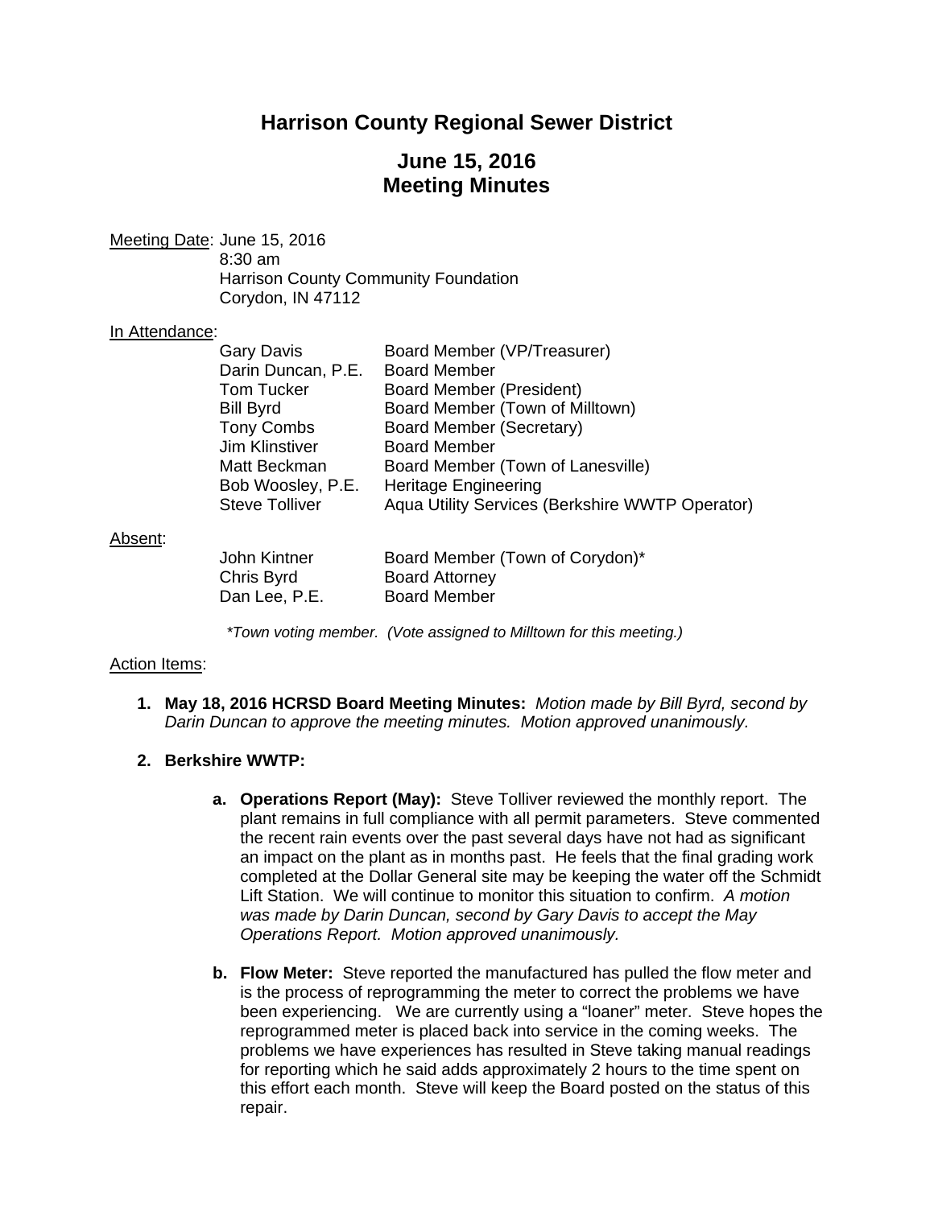# Harrison County Regional Sewer District

## June 15, 2016
## Meeting Minutes

Meeting Date: June 15, 2016
8:30 am
Harrison County Community Foundation
Corydon, IN 47112

In Attendance:

| | |
|---|---|
| Gary Davis | Board Member (VP/Treasurer) |
| Darin Duncan, P.E. | Board Member |
| Tom Tucker | Board Member (President) |
| Bill Byrd | Board Member (Town of Milltown) |
| Tony Combs | Board Member (Secretary) |
| Jim Klinstiver | Board Member |
| Matt Beckman | Board Member (Town of Lanesville) |
| Bob Woosley, P.E. | Heritage Engineering |
| Steve Tolliver | Aqua Utility Services (Berkshire WWTP Operator) |

Absent:

| | |
|---|---|
| John Kintner | Board Member (Town of Corydon)* |
| Chris Byrd | Board Attorney |
| Dan Lee, P.E. | Board Member |

*\*Town voting member. (Vote assigned to Milltown for this meeting.)*

Action Items:

1. **May 18, 2016 HCRSD Board Meeting Minutes:** *Motion made by Bill Byrd, second by Darin Duncan to approve the meeting minutes. Motion approved unanimously.*

2. **Berkshire WWTP:**

   a. **Operations Report (May):** Steve Tolliver reviewed the monthly report. The plant remains in full compliance with all permit parameters. Steve commented the recent rain events over the past several days have not had as significant an impact on the plant as in months past. He feels that the final grading work completed at the Dollar General site may be keeping the water off the Schmidt Lift Station. We will continue to monitor this situation to confirm. *A motion was made by Darin Duncan, second by Gary Davis to accept the May Operations Report. Motion approved unanimously.*

   b. **Flow Meter:** Steve reported the manufactured has pulled the flow meter and is the process of reprogramming the meter to correct the problems we have been experiencing. We are currently using a "loaner" meter. Steve hopes the reprogrammed meter is placed back into service in the coming weeks. The problems we have experiences has resulted in Steve taking manual readings for reporting which he said adds approximately 2 hours to the time spent on this effort each month. Steve will keep the Board posted on the status of this repair.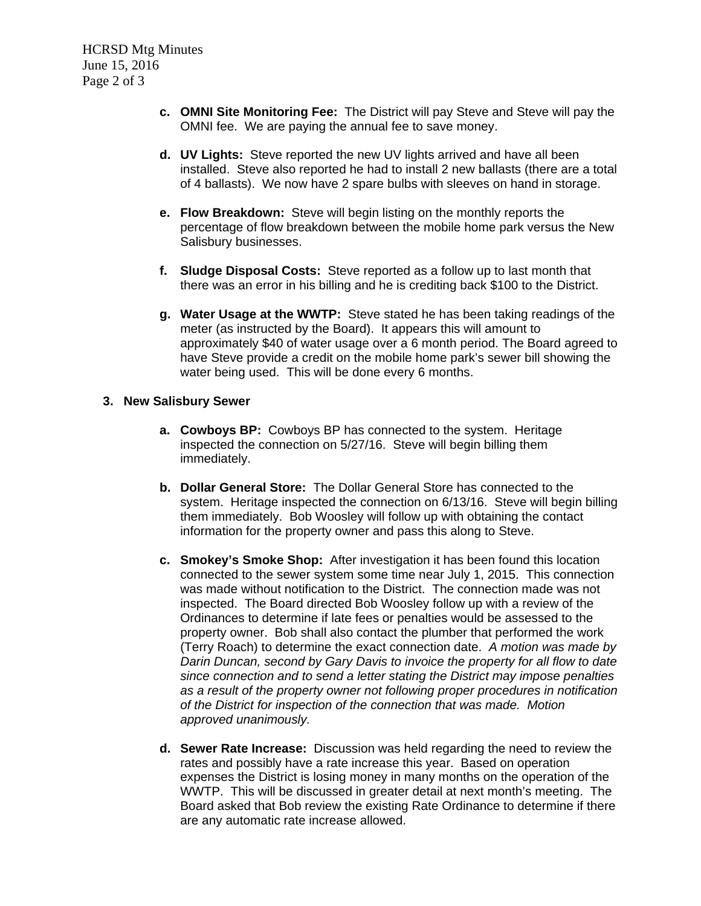c. **OMNI Site Monitoring Fee:** The District will pay Steve and Steve will pay the OMNI fee. We are paying the annual fee to save money.

d. **UV Lights:** Steve reported the new UV lights arrived and have all been installed. Steve also reported he had to install 2 new ballasts (there are a total of 4 ballasts). We now have 2 spare bulbs with sleeves on hand in storage.

e. **Flow Breakdown:** Steve will begin listing on the monthly reports the percentage of flow breakdown between the mobile home park versus the New Salisbury businesses.

f. **Sludge Disposal Costs:** Steve reported as a follow up to last month that there was an error in his billing and he is crediting back $100 to the District.

g. **Water Usage at the WWTP:** Steve stated he has been taking readings of the meter (as instructed by the Board). It appears this will amount to approximately $40 of water usage over a 6 month period. The Board agreed to have Steve provide a credit on the mobile home park's sewer bill showing the water being used. This will be done every 6 months.

**3. New Salisbury Sewer**

a. **Cowboys BP:** Cowboys BP has connected to the system. Heritage inspected the connection on 5/27/16. Steve will begin billing them immediately.

b. **Dollar General Store:** The Dollar General Store has connected to the system. Heritage inspected the connection on 6/13/16. Steve will begin billing them immediately. Bob Woosley will follow up with obtaining the contact information for the property owner and pass this along to Steve.

c. **Smokey's Smoke Shop:** After investigation it has been found this location connected to the sewer system some time near July 1, 2015. This connection was made without notification to the District. The connection made was not inspected. The Board directed Bob Woosley follow up with a review of the Ordinances to determine if late fees or penalties would be assessed to the property owner. Bob shall also contact the plumber that performed the work (Terry Roach) to determine the exact connection date. *A motion was made by Darin Duncan, second by Gary Davis to invoice the property for all flow to date since connection and to send a letter stating the District may impose penalties as a result of the property owner not following proper procedures in notification of the District for inspection of the connection that was made. Motion approved unanimously.*

d. **Sewer Rate Increase:** Discussion was held regarding the need to review the rates and possibly have a rate increase this year. Based on operation expenses the District is losing money in many months on the operation of the WWTP. This will be discussed in greater detail at next month's meeting. The Board asked that Bob review the existing Rate Ordinance to determine if there are any automatic rate increase allowed.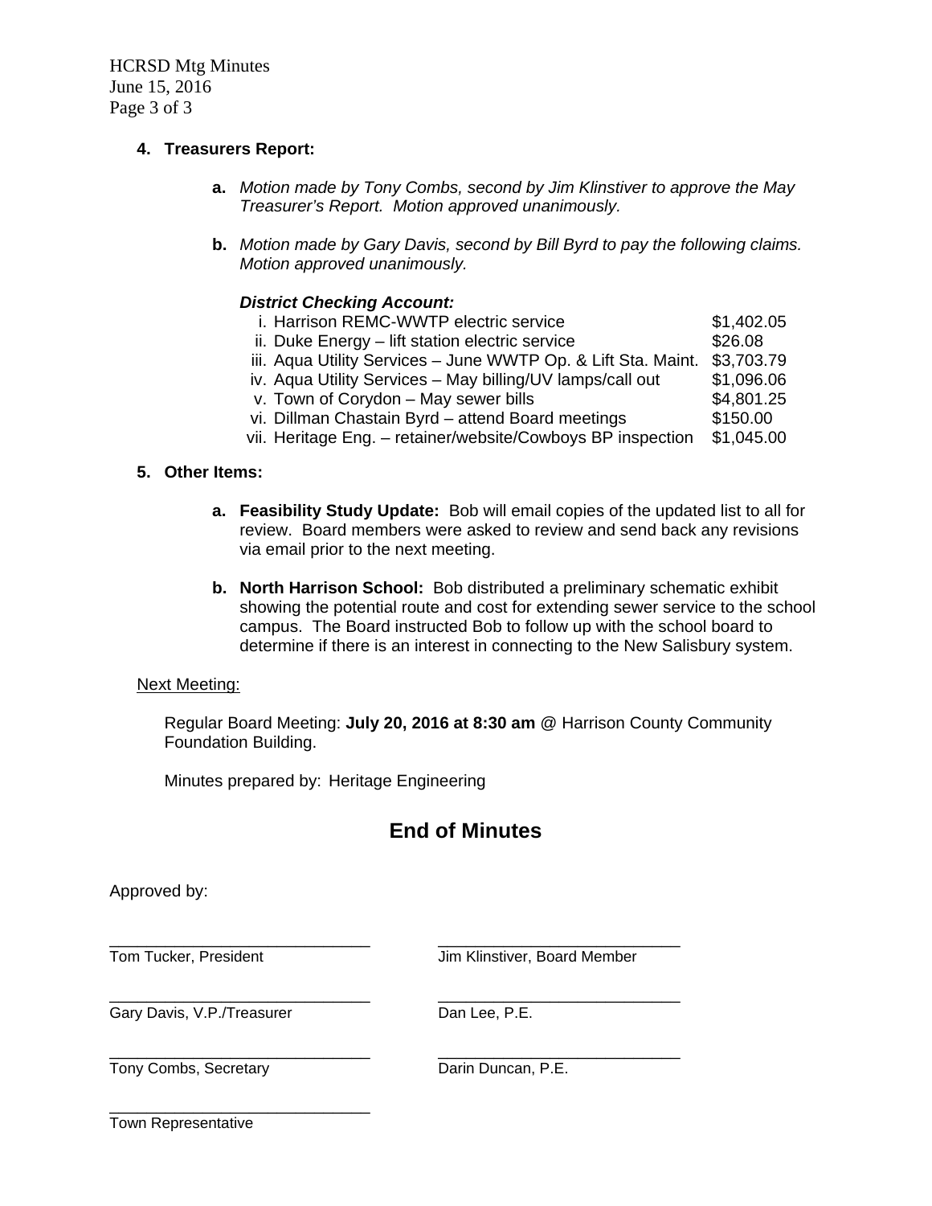**4. Treasurers Report:**

  **a.** *Motion made by Tony Combs, second by Jim Klinstiver to approve the May Treasurer's Report. Motion approved unanimously.*

  **b.** *Motion made by Gary Davis, second by Bill Byrd to pay the following claims. Motion approved unanimously.*

  ***District Checking Account:***

| | |
|---|---|
| i. Harrison REMC-WWTP electric service | $1,402.05 |
| ii. Duke Energy – lift station electric service | $26.08 |
| iii. Aqua Utility Services – June WWTP Op. & Lift Sta. Maint. | $3,703.79 |
| iv. Aqua Utility Services – May billing/UV lamps/call out | $1,096.06 |
| v. Town of Corydon – May sewer bills | $4,801.25 |
| vi. Dillman Chastain Byrd – attend Board meetings | $150.00 |
| vii. Heritage Eng. – retainer/website/Cowboys BP inspection | $1,045.00 |

**5. Other Items:**

  **a. Feasibility Study Update:** Bob will email copies of the updated list to all for review. Board members were asked to review and send back any revisions via email prior to the next meeting.

  **b. North Harrison School:** Bob distributed a preliminary schematic exhibit showing the potential route and cost for extending sewer service to the school campus. The Board instructed Bob to follow up with the school board to determine if there is an interest in connecting to the New Salisbury system.

Next Meeting:

Regular Board Meeting: **July 20, 2016 at 8:30 am** @ Harrison County Community Foundation Building.

Minutes prepared by: Heritage Engineering

## End of Minutes

Approved by:

______________________________
Tom Tucker, President

______________________________
Jim Klinstiver, Board Member

______________________________
Gary Davis, V.P./Treasurer

______________________________
Dan Lee, P.E.

______________________________
Tony Combs, Secretary

______________________________
Darin Duncan, P.E.

______________________________
Town Representative